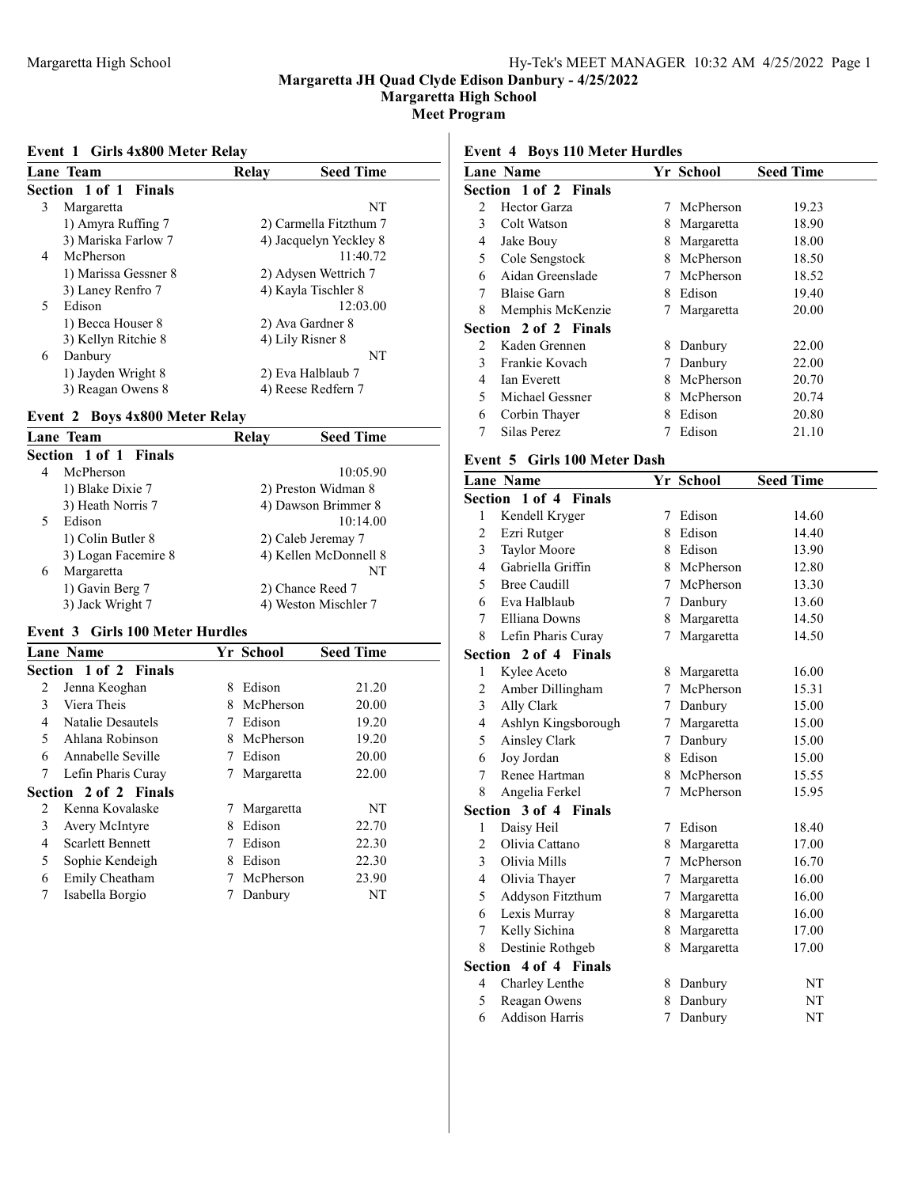# Margaretta JH Quad Clyde Edison Danbury - 4/25/2022

## Margaretta High School

## Meet Program

### Event 1 Girls 4x800 Meter Relay

| Lane | Team | Relay | Seed Time |
|---|---|---|---|
| **Section 1 of 1 Finals** | | | |
| 3 | Margaretta | | NT |
| | 1) Amyra Ruffing 7 | 2) Carmella Fitzthum 7 | |
| | 3) Mariska Farlow 7 | 4) Jacquelyn Yeckley 8 | |
| 4 | McPherson | | 11:40.72 |
| | 1) Marissa Gessner 8 | 2) Adysen Wettrich 7 | |
| | 3) Laney Renfro 7 | 4) Kayla Tischler 8 | |
| 5 | Edison | | 12:03.00 |
| | 1) Becca Houser 8 | 2) Ava Gardner 8 | |
| | 3) Kellyn Ritchie 8 | 4) Lily Risner 8 | |
| 6 | Danbury | | NT |
| | 1) Jayden Wright 8 | 2) Eva Halblaub 7 | |
| | 3) Reagan Owens 8 | 4) Reese Redfern 7 | |

### Event 2 Boys 4x800 Meter Relay

| Lane | Team | Relay | Seed Time |
|---|---|---|---|
| **Section 1 of 1 Finals** | | | |
| 4 | McPherson | | 10:05.90 |
| | 1) Blake Dixie 7 | 2) Preston Widman 8 | |
| | 3) Heath Norris 7 | 4) Dawson Brimmer 8 | |
| 5 | Edison | | 10:14.00 |
| | 1) Colin Butler 8 | 2) Caleb Jeremay 7 | |
| | 3) Logan Facemire 8 | 4) Kellen McDonnell 8 | |
| 6 | Margaretta | | NT |
| | 1) Gavin Berg 7 | 2) Chance Reed 7 | |
| | 3) Jack Wright 7 | 4) Weston Mischler 7 | |

### Event 3 Girls 100 Meter Hurdles

| Lane | Name | Yr | School | Seed Time |
|---|---|---|---|---|
| **Section 1 of 2 Finals** | | | | |
| 2 | Jenna Keoghan | 8 | Edison | 21.20 |
| 3 | Viera Theis | 8 | McPherson | 20.00 |
| 4 | Natalie Desautels | 7 | Edison | 19.20 |
| 5 | Ahlana Robinson | 8 | McPherson | 19.20 |
| 6 | Annabelle Seville | 7 | Edison | 20.00 |
| 7 | Lefin Pharis Curay | 7 | Margaretta | 22.00 |
| **Section 2 of 2 Finals** | | | | |
| 2 | Kenna Kovalaske | 7 | Margaretta | NT |
| 3 | Avery McIntyre | 8 | Edison | 22.70 |
| 4 | Scarlett Bennett | 7 | Edison | 22.30 |
| 5 | Sophie Kendeigh | 8 | Edison | 22.30 |
| 6 | Emily Cheatham | 7 | McPherson | 23.90 |
| 7 | Isabella Borgio | 7 | Danbury | NT |

### Event 4 Boys 110 Meter Hurdles

| Lane | Name | Yr | School | Seed Time |
|---|---|---|---|---|
| **Section 1 of 2 Finals** | | | | |
| 2 | Hector Garza | 7 | McPherson | 19.23 |
| 3 | Colt Watson | 8 | Margaretta | 18.90 |
| 4 | Jake Bouy | 8 | Margaretta | 18.00 |
| 5 | Cole Sengstock | 8 | McPherson | 18.50 |
| 6 | Aidan Greenslade | 7 | McPherson | 18.52 |
| 7 | Blaise Garn | 8 | Edison | 19.40 |
| 8 | Memphis McKenzie | 7 | Margaretta | 20.00 |
| **Section 2 of 2 Finals** | | | | |
| 2 | Kaden Grennen | 8 | Danbury | 22.00 |
| 3 | Frankie Kovach | 7 | Danbury | 22.00 |
| 4 | Ian Everett | 8 | McPherson | 20.70 |
| 5 | Michael Gessner | 8 | McPherson | 20.74 |
| 6 | Corbin Thayer | 8 | Edison | 20.80 |
| 7 | Silas Perez | 7 | Edison | 21.10 |

### Event 5 Girls 100 Meter Dash

| Lane | Name | Yr | School | Seed Time |
|---|---|---|---|---|
| **Section 1 of 4 Finals** | | | | |
| 1 | Kendell Kryger | 7 | Edison | 14.60 |
| 2 | Ezri Rutger | 8 | Edison | 14.40 |
| 3 | Taylor Moore | 8 | Edison | 13.90 |
| 4 | Gabriella Griffin | 8 | McPherson | 12.80 |
| 5 | Bree Caudill | 7 | McPherson | 13.30 |
| 6 | Eva Halblaub | 7 | Danbury | 13.60 |
| 7 | Elliana Downs | 8 | Margaretta | 14.50 |
| 8 | Lefin Pharis Curay | 7 | Margaretta | 14.50 |
| **Section 2 of 4 Finals** | | | | |
| 1 | Kylee Aceto | 8 | Margaretta | 16.00 |
| 2 | Amber Dillingham | 7 | McPherson | 15.31 |
| 3 | Ally Clark | 7 | Danbury | 15.00 |
| 4 | Ashlyn Kingsborough | 7 | Margaretta | 15.00 |
| 5 | Ainsley Clark | 7 | Danbury | 15.00 |
| 6 | Joy Jordan | 8 | Edison | 15.00 |
| 7 | Renee Hartman | 8 | McPherson | 15.55 |
| 8 | Angelia Ferkel | 7 | McPherson | 15.95 |
| **Section 3 of 4 Finals** | | | | |
| 1 | Daisy Heil | 7 | Edison | 18.40 |
| 2 | Olivia Cattano | 8 | Margaretta | 17.00 |
| 3 | Olivia Mills | 7 | McPherson | 16.70 |
| 4 | Olivia Thayer | 7 | Margaretta | 16.00 |
| 5 | Addyson Fitzthum | 7 | Margaretta | 16.00 |
| 6 | Lexis Murray | 8 | Margaretta | 16.00 |
| 7 | Kelly Sichina | 8 | Margaretta | 17.00 |
| 8 | Destinie Rothgeb | 8 | Margaretta | 17.00 |
| **Section 4 of 4 Finals** | | | | |
| 4 | Charley Lenthe | 8 | Danbury | NT |
| 5 | Reagan Owens | 8 | Danbury | NT |
| 6 | Addison Harris | 7 | Danbury | NT |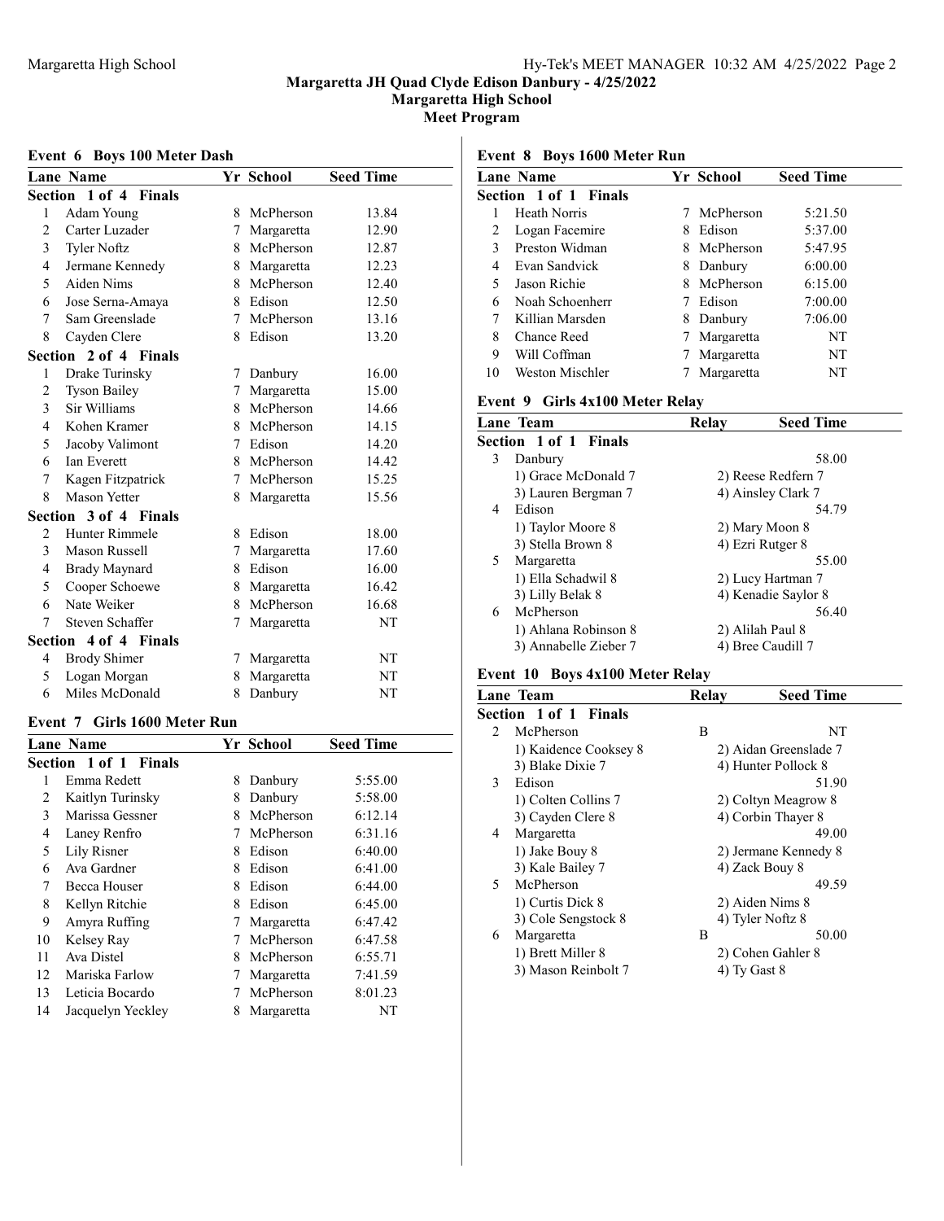Margaretta JH Quad Clyde Edison Danbury - 4/25/2022
Margaretta High School
Meet Program

### Event 6 Boys 100 Meter Dash

| Lane | Name | Yr | School | Seed Time |
|---|---|---|---|---|
| **Section 1 of 4 Finals** | | | | |
| 1 | Adam Young | 8 | McPherson | 13.84 |
| 2 | Carter Luzader | 7 | Margaretta | 12.90 |
| 3 | Tyler Noftz | 8 | McPherson | 12.87 |
| 4 | Jermane Kennedy | 8 | Margaretta | 12.23 |
| 5 | Aiden Nims | 8 | McPherson | 12.40 |
| 6 | Jose Serna-Amaya | 8 | Edison | 12.50 |
| 7 | Sam Greenslade | 7 | McPherson | 13.16 |
| 8 | Cayden Clere | 8 | Edison | 13.20 |
| **Section 2 of 4 Finals** | | | | |
| 1 | Drake Turinsky | 7 | Danbury | 16.00 |
| 2 | Tyson Bailey | 7 | Margaretta | 15.00 |
| 3 | Sir Williams | 8 | McPherson | 14.66 |
| 4 | Kohen Kramer | 8 | McPherson | 14.15 |
| 5 | Jacoby Valimont | 7 | Edison | 14.20 |
| 6 | Ian Everett | 8 | McPherson | 14.42 |
| 7 | Kagen Fitzpatrick | 7 | McPherson | 15.25 |
| 8 | Mason Yetter | 8 | Margaretta | 15.56 |
| **Section 3 of 4 Finals** | | | | |
| 2 | Hunter Rimmele | 8 | Edison | 18.00 |
| 3 | Mason Russell | 7 | Margaretta | 17.60 |
| 4 | Brady Maynard | 8 | Edison | 16.00 |
| 5 | Cooper Schoewe | 8 | Margaretta | 16.42 |
| 6 | Nate Weiker | 8 | McPherson | 16.68 |
| 7 | Steven Schaffer | 7 | Margaretta | NT |
| **Section 4 of 4 Finals** | | | | |
| 4 | Brody Shimer | 7 | Margaretta | NT |
| 5 | Logan Morgan | 8 | Margaretta | NT |
| 6 | Miles McDonald | 8 | Danbury | NT |

### Event 7 Girls 1600 Meter Run

| Lane | Name | Yr | School | Seed Time |
|---|---|---|---|---|
| **Section 1 of 1 Finals** | | | | |
| 1 | Emma Redett | 8 | Danbury | 5:55.00 |
| 2 | Kaitlyn Turinsky | 8 | Danbury | 5:58.00 |
| 3 | Marissa Gessner | 8 | McPherson | 6:12.14 |
| 4 | Laney Renfro | 7 | McPherson | 6:31.16 |
| 5 | Lily Risner | 8 | Edison | 6:40.00 |
| 6 | Ava Gardner | 8 | Edison | 6:41.00 |
| 7 | Becca Houser | 8 | Edison | 6:44.00 |
| 8 | Kellyn Ritchie | 8 | Edison | 6:45.00 |
| 9 | Amyra Ruffing | 7 | Margaretta | 6:47.42 |
| 10 | Kelsey Ray | 7 | McPherson | 6:47.58 |
| 11 | Ava Distel | 8 | McPherson | 6:55.71 |
| 12 | Mariska Farlow | 7 | Margaretta | 7:41.59 |
| 13 | Leticia Bocardo | 7 | McPherson | 8:01.23 |
| 14 | Jacquelyn Yeckley | 8 | Margaretta | NT |

### Event 8 Boys 1600 Meter Run

| Lane | Name | Yr | School | Seed Time |
|---|---|---|---|---|
| **Section 1 of 1 Finals** | | | | |
| 1 | Heath Norris | 7 | McPherson | 5:21.50 |
| 2 | Logan Facemire | 8 | Edison | 5:37.00 |
| 3 | Preston Widman | 8 | McPherson | 5:47.95 |
| 4 | Evan Sandvick | 8 | Danbury | 6:00.00 |
| 5 | Jason Richie | 8 | McPherson | 6:15.00 |
| 6 | Noah Schoenherr | 7 | Edison | 7:00.00 |
| 7 | Killian Marsden | 8 | Danbury | 7:06.00 |
| 8 | Chance Reed | 7 | Margaretta | NT |
| 9 | Will Coffman | 7 | Margaretta | NT |
| 10 | Weston Mischler | 7 | Margaretta | NT |

### Event 9 Girls 4x100 Meter Relay

| Lane | Team | Relay | Seed Time |
|---|---|---|---|
| **Section 1 of 1 Finals** | | | |
| 3 | Danbury | | 58.00 |
| | 1) Grace McDonald 7 | 2) Reese Redfern 7 | |
| | 3) Lauren Bergman 7 | 4) Ainsley Clark 7 | |
| 4 | Edison | | 54.79 |
| | 1) Taylor Moore 8 | 2) Mary Moon 8 | |
| | 3) Stella Brown 8 | 4) Ezri Rutger 8 | |
| 5 | Margaretta | | 55.00 |
| | 1) Ella Schadwil 8 | 2) Lucy Hartman 7 | |
| | 3) Lilly Belak 8 | 4) Kenadie Saylor 8 | |
| 6 | McPherson | | 56.40 |
| | 1) Ahlana Robinson 8 | 2) Alilah Paul 8 | |
| | 3) Annabelle Zieber 7 | 4) Bree Caudill 7 | |

### Event 10 Boys 4x100 Meter Relay

| Lane | Team | Relay | Seed Time |
|---|---|---|---|
| **Section 1 of 1 Finals** | | | |
| 2 | McPherson | B | NT |
| | 1) Kaidence Cooksey 8 | 2) Aidan Greenslade 7 | |
| | 3) Blake Dixie 7 | 4) Hunter Pollock 8 | |
| 3 | Edison | | 51.90 |
| | 1) Colten Collins 7 | 2) Coltyn Meagrow 8 | |
| | 3) Cayden Clere 8 | 4) Corbin Thayer 8 | |
| 4 | Margaretta | | 49.00 |
| | 1) Jake Bouy 8 | 2) Jermane Kennedy 8 | |
| | 3) Kale Bailey 7 | 4) Zack Bouy 8 | |
| 5 | McPherson | | 49.59 |
| | 1) Curtis Dick 8 | 2) Aiden Nims 8 | |
| | 3) Cole Sengstock 8 | 4) Tyler Noftz 8 | |
| 6 | Margaretta | B | 50.00 |
| | 1) Brett Miller 8 | 2) Cohen Gahler 8 | |
| | 3) Mason Reinbolt 7 | 4) Ty Gast 8 | |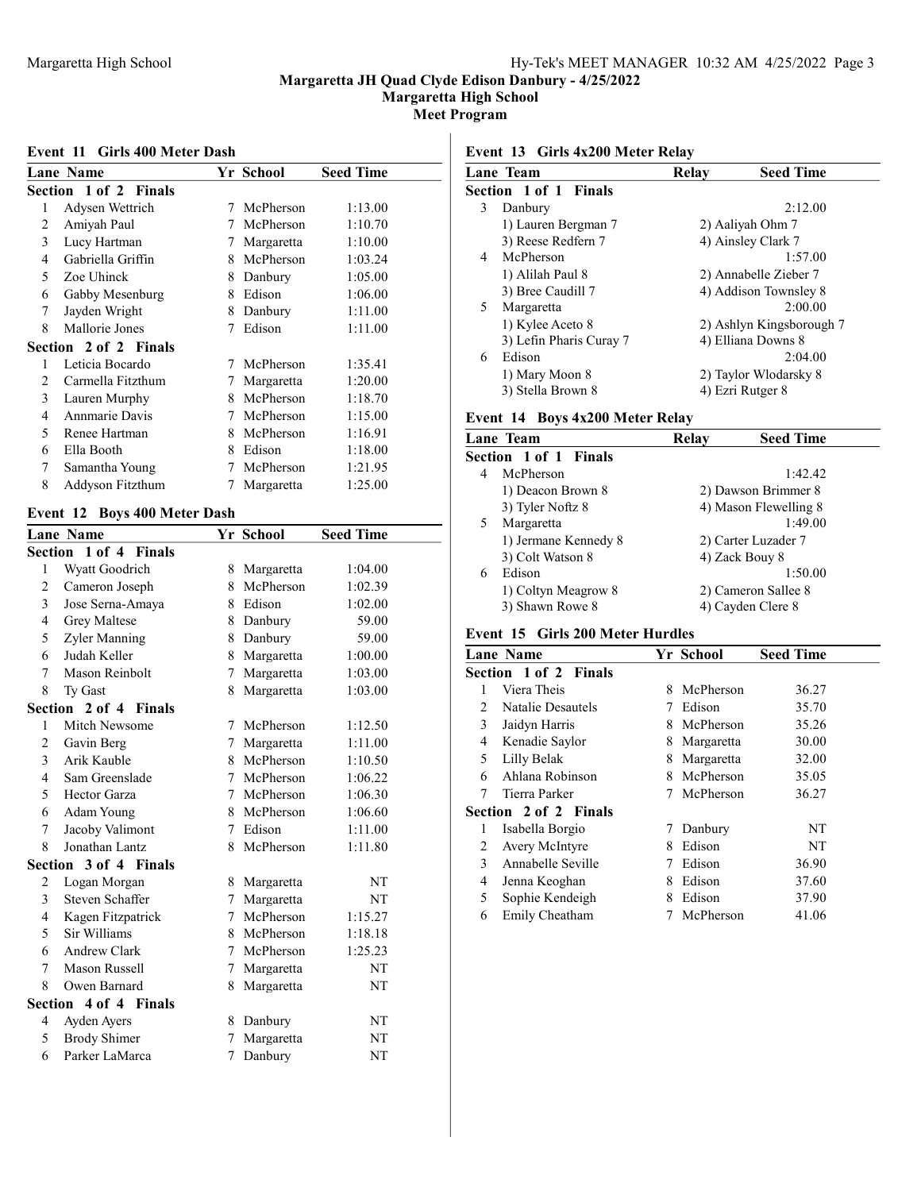## Margaretta JH Quad Clyde Edison Danbury - 4/25/2022
## Margaretta High School
## Meet Program

### Event 11 Girls 400 Meter Dash

| Lane | Name | Yr | School | Seed Time |
|---|---|---|---|---|
| **Section 1 of 2 Finals** | | | | |
| 1 | Adysen Wettrich | 7 | McPherson | 1:13.00 |
| 2 | Amiyah Paul | 7 | McPherson | 1:10.70 |
| 3 | Lucy Hartman | 7 | Margaretta | 1:10.00 |
| 4 | Gabriella Griffin | 8 | McPherson | 1:03.24 |
| 5 | Zoe Uhinck | 8 | Danbury | 1:05.00 |
| 6 | Gabby Mesenburg | 8 | Edison | 1:06.00 |
| 7 | Jayden Wright | 8 | Danbury | 1:11.00 |
| 8 | Mallorie Jones | 7 | Edison | 1:11.00 |
| **Section 2 of 2 Finals** | | | | |
| 1 | Leticia Bocardo | 7 | McPherson | 1:35.41 |
| 2 | Carmella Fitzthum | 7 | Margaretta | 1:20.00 |
| 3 | Lauren Murphy | 8 | McPherson | 1:18.70 |
| 4 | Annmarie Davis | 7 | McPherson | 1:15.00 |
| 5 | Renee Hartman | 8 | McPherson | 1:16.91 |
| 6 | Ella Booth | 8 | Edison | 1:18.00 |
| 7 | Samantha Young | 7 | McPherson | 1:21.95 |
| 8 | Addyson Fitzthum | 7 | Margaretta | 1:25.00 |

### Event 12 Boys 400 Meter Dash

| Lane | Name | Yr | School | Seed Time |
|---|---|---|---|---|
| **Section 1 of 4 Finals** | | | | |
| 1 | Wyatt Goodrich | 8 | Margaretta | 1:04.00 |
| 2 | Cameron Joseph | 8 | McPherson | 1:02.39 |
| 3 | Jose Serna-Amaya | 8 | Edison | 1:02.00 |
| 4 | Grey Maltese | 8 | Danbury | 59.00 |
| 5 | Zyler Manning | 8 | Danbury | 59.00 |
| 6 | Judah Keller | 8 | Margaretta | 1:00.00 |
| 7 | Mason Reinbolt | 7 | Margaretta | 1:03.00 |
| 8 | Ty Gast | 8 | Margaretta | 1:03.00 |
| **Section 2 of 4 Finals** | | | | |
| 1 | Mitch Newsome | 7 | McPherson | 1:12.50 |
| 2 | Gavin Berg | 7 | Margaretta | 1:11.00 |
| 3 | Arik Kauble | 8 | McPherson | 1:10.50 |
| 4 | Sam Greenslade | 7 | McPherson | 1:06.22 |
| 5 | Hector Garza | 7 | McPherson | 1:06.30 |
| 6 | Adam Young | 8 | McPherson | 1:06.60 |
| 7 | Jacoby Valimont | 7 | Edison | 1:11.00 |
| 8 | Jonathan Lantz | 8 | McPherson | 1:11.80 |
| **Section 3 of 4 Finals** | | | | |
| 2 | Logan Morgan | 8 | Margaretta | NT |
| 3 | Steven Schaffer | 7 | Margaretta | NT |
| 4 | Kagen Fitzpatrick | 7 | McPherson | 1:15.27 |
| 5 | Sir Williams | 8 | McPherson | 1:18.18 |
| 6 | Andrew Clark | 7 | McPherson | 1:25.23 |
| 7 | Mason Russell | 7 | Margaretta | NT |
| 8 | Owen Barnard | 8 | Margaretta | NT |
| **Section 4 of 4 Finals** | | | | |
| 4 | Ayden Ayers | 8 | Danbury | NT |
| 5 | Brody Shimer | 7 | Margaretta | NT |
| 6 | Parker LaMarca | 7 | Danbury | NT |

### Event 13 Girls 4x200 Meter Relay

| Lane | Team | Relay | Seed Time |
|---|---|---|---|
| **Section 1 of 1 Finals** | | | |
| 3 | Danbury | | 2:12.00 |
| | 1) Lauren Bergman 7 | 2) Aaliyah Ohm 7 | |
| | 3) Reese Redfern 7 | 4) Ainsley Clark 7 | |
| 4 | McPherson | | 1:57.00 |
| | 1) Alilah Paul 8 | 2) Annabelle Zieber 7 | |
| | 3) Bree Caudill 7 | 4) Addison Townsley 8 | |
| 5 | Margaretta | | 2:00.00 |
| | 1) Kylee Aceto 8 | 2) Ashlyn Kingsborough 7 | |
| | 3) Lefin Pharis Curay 7 | 4) Elliana Downs 8 | |
| 6 | Edison | | 2:04.00 |
| | 1) Mary Moon 8 | 2) Taylor Wlodarsky 8 | |
| | 3) Stella Brown 8 | 4) Ezri Rutger 8 | |

### Event 14 Boys 4x200 Meter Relay

| Lane | Team | Relay | Seed Time |
|---|---|---|---|
| **Section 1 of 1 Finals** | | | |
| 4 | McPherson | | 1:42.42 |
| | 1) Deacon Brown 8 | 2) Dawson Brimmer 8 | |
| | 3) Tyler Noftz 8 | 4) Mason Flewelling 8 | |
| 5 | Margaretta | | 1:49.00 |
| | 1) Jermane Kennedy 8 | 2) Carter Luzader 7 | |
| | 3) Colt Watson 8 | 4) Zack Bouy 8 | |
| 6 | Edison | | 1:50.00 |
| | 1) Coltyn Meagrow 8 | 2) Cameron Sallee 8 | |
| | 3) Shawn Rowe 8 | 4) Cayden Clere 8 | |

### Event 15 Girls 200 Meter Hurdles

| Lane | Name | Yr | School | Seed Time |
|---|---|---|---|---|
| **Section 1 of 2 Finals** | | | | |
| 1 | Viera Theis | 8 | McPherson | 36.27 |
| 2 | Natalie Desautels | 7 | Edison | 35.70 |
| 3 | Jaidyn Harris | 8 | McPherson | 35.26 |
| 4 | Kenadie Saylor | 8 | Margaretta | 30.00 |
| 5 | Lilly Belak | 8 | Margaretta | 32.00 |
| 6 | Ahlana Robinson | 8 | McPherson | 35.05 |
| 7 | Tierra Parker | 7 | McPherson | 36.27 |
| **Section 2 of 2 Finals** | | | | |
| 1 | Isabella Borgio | 7 | Danbury | NT |
| 2 | Avery McIntyre | 8 | Edison | NT |
| 3 | Annabelle Seville | 7 | Edison | 36.90 |
| 4 | Jenna Keoghan | 8 | Edison | 37.60 |
| 5 | Sophie Kendeigh | 8 | Edison | 37.90 |
| 6 | Emily Cheatham | 7 | McPherson | 41.06 |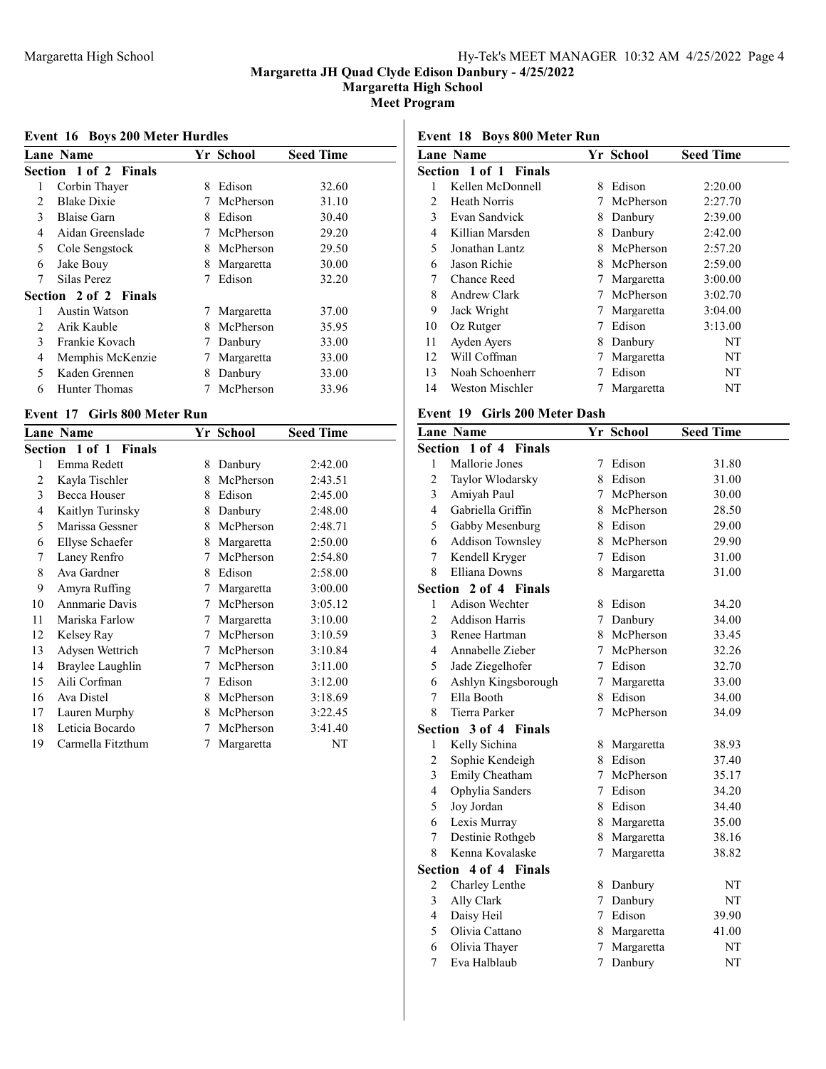# Margaretta JH Quad Clyde Edison Danbury - 4/25/2022
## Margaretta High School
## Meet Program

### Event 16 Boys 200 Meter Hurdles

| Lane | Name | Yr | School | Seed Time |
|---|---|---|---|---|
| **Section 1 of 2 Finals** | | | | |
| 1 | Corbin Thayer | 8 | Edison | 32.60 |
| 2 | Blake Dixie | 7 | McPherson | 31.10 |
| 3 | Blaise Garn | 8 | Edison | 30.40 |
| 4 | Aidan Greenslade | 7 | McPherson | 29.20 |
| 5 | Cole Sengstock | 8 | McPherson | 29.50 |
| 6 | Jake Bouy | 8 | Margaretta | 30.00 |
| 7 | Silas Perez | 7 | Edison | 32.20 |
| **Section 2 of 2 Finals** | | | | |
| 1 | Austin Watson | 7 | Margaretta | 37.00 |
| 2 | Arik Kauble | 8 | McPherson | 35.95 |
| 3 | Frankie Kovach | 7 | Danbury | 33.00 |
| 4 | Memphis McKenzie | 7 | Margaretta | 33.00 |
| 5 | Kaden Grennen | 8 | Danbury | 33.00 |
| 6 | Hunter Thomas | 7 | McPherson | 33.96 |

### Event 17 Girls 800 Meter Run

| Lane | Name | Yr | School | Seed Time |
|---|---|---|---|---|
| **Section 1 of 1 Finals** | | | | |
| 1 | Emma Redett | 8 | Danbury | 2:42.00 |
| 2 | Kayla Tischler | 8 | McPherson | 2:43.51 |
| 3 | Becca Houser | 8 | Edison | 2:45.00 |
| 4 | Kaitlyn Turinsky | 8 | Danbury | 2:48.00 |
| 5 | Marissa Gessner | 8 | McPherson | 2:48.71 |
| 6 | Ellyse Schaefer | 8 | Margaretta | 2:50.00 |
| 7 | Laney Renfro | 7 | McPherson | 2:54.80 |
| 8 | Ava Gardner | 8 | Edison | 2:58.00 |
| 9 | Amyra Ruffing | 7 | Margaretta | 3:00.00 |
| 10 | Annmarie Davis | 7 | McPherson | 3:05.12 |
| 11 | Mariska Farlow | 7 | Margaretta | 3:10.00 |
| 12 | Kelsey Ray | 7 | McPherson | 3:10.59 |
| 13 | Adysen Wettrich | 7 | McPherson | 3:10.84 |
| 14 | Braylee Laughlin | 7 | McPherson | 3:11.00 |
| 15 | Aili Corfman | 7 | Edison | 3:12.00 |
| 16 | Ava Distel | 8 | McPherson | 3:18.69 |
| 17 | Lauren Murphy | 8 | McPherson | 3:22.45 |
| 18 | Leticia Bocardo | 7 | McPherson | 3:41.40 |
| 19 | Carmella Fitzthum | 7 | Margaretta | NT |

### Event 18 Boys 800 Meter Run

| Lane | Name | Yr | School | Seed Time |
|---|---|---|---|---|
| **Section 1 of 1 Finals** | | | | |
| 1 | Kellen McDonnell | 8 | Edison | 2:20.00 |
| 2 | Heath Norris | 7 | McPherson | 2:27.70 |
| 3 | Evan Sandvick | 8 | Danbury | 2:39.00 |
| 4 | Killian Marsden | 8 | Danbury | 2:42.00 |
| 5 | Jonathan Lantz | 8 | McPherson | 2:57.20 |
| 6 | Jason Richie | 8 | McPherson | 2:59.00 |
| 7 | Chance Reed | 7 | Margaretta | 3:00.00 |
| 8 | Andrew Clark | 7 | McPherson | 3:02.70 |
| 9 | Jack Wright | 7 | Margaretta | 3:04.00 |
| 10 | Oz Rutger | 7 | Edison | 3:13.00 |
| 11 | Ayden Ayers | 8 | Danbury | NT |
| 12 | Will Coffman | 7 | Margaretta | NT |
| 13 | Noah Schoenherr | 7 | Edison | NT |
| 14 | Weston Mischler | 7 | Margaretta | NT |

### Event 19 Girls 200 Meter Dash

| Lane | Name | Yr | School | Seed Time |
|---|---|---|---|---|
| **Section 1 of 4 Finals** | | | | |
| 1 | Mallorie Jones | 7 | Edison | 31.80 |
| 2 | Taylor Wlodarsky | 8 | Edison | 31.00 |
| 3 | Amiyah Paul | 7 | McPherson | 30.00 |
| 4 | Gabriella Griffin | 8 | McPherson | 28.50 |
| 5 | Gabby Mesenburg | 8 | Edison | 29.00 |
| 6 | Addison Townsley | 8 | McPherson | 29.90 |
| 7 | Kendell Kryger | 7 | Edison | 31.00 |
| 8 | Elliana Downs | 8 | Margaretta | 31.00 |
| **Section 2 of 4 Finals** | | | | |
| 1 | Adison Wechter | 8 | Edison | 34.20 |
| 2 | Addison Harris | 7 | Danbury | 34.00 |
| 3 | Renee Hartman | 8 | McPherson | 33.45 |
| 4 | Annabelle Zieber | 7 | McPherson | 32.26 |
| 5 | Jade Ziegelhofer | 7 | Edison | 32.70 |
| 6 | Ashlyn Kingsborough | 7 | Margaretta | 33.00 |
| 7 | Ella Booth | 8 | Edison | 34.00 |
| 8 | Tierra Parker | 7 | McPherson | 34.09 |
| **Section 3 of 4 Finals** | | | | |
| 1 | Kelly Sichina | 8 | Margaretta | 38.93 |
| 2 | Sophie Kendeigh | 8 | Edison | 37.40 |
| 3 | Emily Cheatham | 7 | McPherson | 35.17 |
| 4 | Ophylia Sanders | 7 | Edison | 34.20 |
| 5 | Joy Jordan | 8 | Edison | 34.40 |
| 6 | Lexis Murray | 8 | Margaretta | 35.00 |
| 7 | Destinie Rothgeb | 8 | Margaretta | 38.16 |
| 8 | Kenna Kovalaske | 7 | Margaretta | 38.82 |
| **Section 4 of 4 Finals** | | | | |
| 2 | Charley Lenthe | 8 | Danbury | NT |
| 3 | Ally Clark | 7 | Danbury | NT |
| 4 | Daisy Heil | 7 | Edison | 39.90 |
| 5 | Olivia Cattano | 8 | Margaretta | 41.00 |
| 6 | Olivia Thayer | 7 | Margaretta | NT |
| 7 | Eva Halblaub | 7 | Danbury | NT |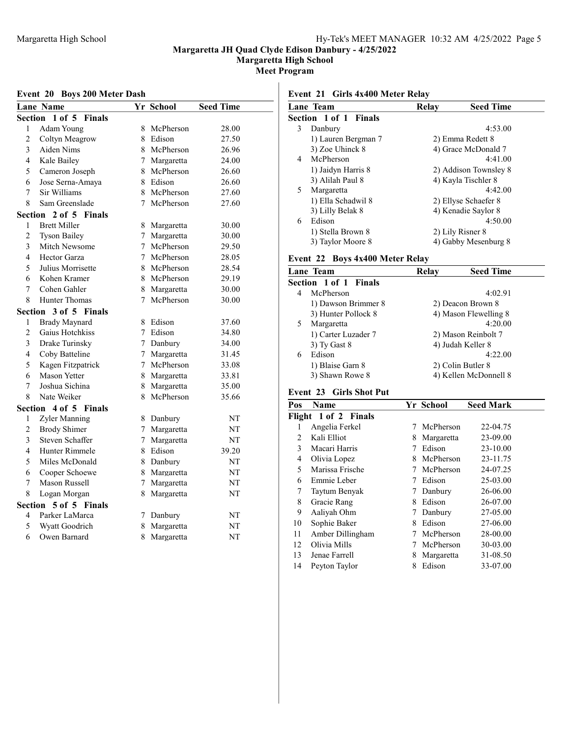## Margaretta JH Quad Clyde Edison Danbury - 4/25/2022
## Margaretta High School
## Meet Program

### Event 20 Boys 200 Meter Dash

| Lane | Name | Yr | School | Seed Time |
|---|---|---|---|---|
| **Section 1 of 5 Finals** | | | | |
| 1 | Adam Young | 8 | McPherson | 28.00 |
| 2 | Coltyn Meagrow | 8 | Edison | 27.50 |
| 3 | Aiden Nims | 8 | McPherson | 26.96 |
| 4 | Kale Bailey | 7 | Margaretta | 24.00 |
| 5 | Cameron Joseph | 8 | McPherson | 26.60 |
| 6 | Jose Serna-Amaya | 8 | Edison | 26.60 |
| 7 | Sir Williams | 8 | McPherson | 27.60 |
| 8 | Sam Greenslade | 7 | McPherson | 27.60 |
| **Section 2 of 5 Finals** | | | | |
| 1 | Brett Miller | 8 | Margaretta | 30.00 |
| 2 | Tyson Bailey | 7 | Margaretta | 30.00 |
| 3 | Mitch Newsome | 7 | McPherson | 29.50 |
| 4 | Hector Garza | 7 | McPherson | 28.05 |
| 5 | Julius Morrisette | 8 | McPherson | 28.54 |
| 6 | Kohen Kramer | 8 | McPherson | 29.19 |
| 7 | Cohen Gahler | 8 | Margaretta | 30.00 |
| 8 | Hunter Thomas | 7 | McPherson | 30.00 |
| **Section 3 of 5 Finals** | | | | |
| 1 | Brady Maynard | 8 | Edison | 37.60 |
| 2 | Gaius Hotchkiss | 7 | Edison | 34.80 |
| 3 | Drake Turinsky | 7 | Danbury | 34.00 |
| 4 | Coby Batteline | 7 | Margaretta | 31.45 |
| 5 | Kagen Fitzpatrick | 7 | McPherson | 33.08 |
| 6 | Mason Yetter | 8 | Margaretta | 33.81 |
| 7 | Joshua Sichina | 8 | Margaretta | 35.00 |
| 8 | Nate Weiker | 8 | McPherson | 35.66 |
| **Section 4 of 5 Finals** | | | | |
| 1 | Zyler Manning | 8 | Danbury | NT |
| 2 | Brody Shimer | 7 | Margaretta | NT |
| 3 | Steven Schaffer | 7 | Margaretta | NT |
| 4 | Hunter Rimmele | 8 | Edison | 39.20 |
| 5 | Miles McDonald | 8 | Danbury | NT |
| 6 | Cooper Schoewe | 8 | Margaretta | NT |
| 7 | Mason Russell | 7 | Margaretta | NT |
| 8 | Logan Morgan | 8 | Margaretta | NT |
| **Section 5 of 5 Finals** | | | | |
| 4 | Parker LaMarca | 7 | Danbury | NT |
| 5 | Wyatt Goodrich | 8 | Margaretta | NT |
| 6 | Owen Barnard | 8 | Margaretta | NT |

### Event 21 Girls 4x400 Meter Relay

| Lane | Team | Relay | Seed Time |
|---|---|---|---|
| **Section 1 of 1 Finals** | | | |
| 3 | Danbury | | 4:53.00 |
| | 1) Lauren Bergman 7 | 2) Emma Redett 8 | |
| | 3) Zoe Uhinck 8 | 4) Grace McDonald 7 | |
| 4 | McPherson | | 4:41.00 |
| | 1) Jaidyn Harris 8 | 2) Addison Townsley 8 | |
| | 3) Alilah Paul 8 | 4) Kayla Tischler 8 | |
| 5 | Margaretta | | 4:42.00 |
| | 1) Ella Schadwil 8 | 2) Ellyse Schaefer 8 | |
| | 3) Lilly Belak 8 | 4) Kenadie Saylor 8 | |
| 6 | Edison | | 4:50.00 |
| | 1) Stella Brown 8 | 2) Lily Risner 8 | |
| | 3) Taylor Moore 8 | 4) Gabby Mesenburg 8 | |

### Event 22 Boys 4x400 Meter Relay

| Lane | Team | Relay | Seed Time |
|---|---|---|---|
| **Section 1 of 1 Finals** | | | |
| 4 | McPherson | | 4:02.91 |
| | 1) Dawson Brimmer 8 | 2) Deacon Brown 8 | |
| | 3) Hunter Pollock 8 | 4) Mason Flewelling 8 | |
| 5 | Margaretta | | 4:20.00 |
| | 1) Carter Luzader 7 | 2) Mason Reinbolt 7 | |
| | 3) Ty Gast 8 | 4) Judah Keller 8 | |
| 6 | Edison | | 4:22.00 |
| | 1) Blaise Garn 8 | 2) Colin Butler 8 | |
| | 3) Shawn Rowe 8 | 4) Kellen McDonnell 8 | |

### Event 23 Girls Shot Put

| Pos | Name | Yr | School | Seed Mark |
|---|---|---|---|---|
| **Flight 1 of 2 Finals** | | | | |
| 1 | Angelia Ferkel | 7 | McPherson | 22-04.75 |
| 2 | Kali Elliot | 8 | Margaretta | 23-09.00 |
| 3 | Macari Harris | 7 | Edison | 23-10.00 |
| 4 | Olivia Lopez | 8 | McPherson | 23-11.75 |
| 5 | Marissa Frische | 7 | McPherson | 24-07.25 |
| 6 | Emmie Leber | 7 | Edison | 25-03.00 |
| 7 | Taytum Benyak | 7 | Danbury | 26-06.00 |
| 8 | Gracie Rang | 8 | Edison | 26-07.00 |
| 9 | Aaliyah Ohm | 7 | Danbury | 27-05.00 |
| 10 | Sophie Baker | 8 | Edison | 27-06.00 |
| 11 | Amber Dillingham | 7 | McPherson | 28-00.00 |
| 12 | Olivia Mills | 7 | McPherson | 30-03.00 |
| 13 | Jenae Farrell | 8 | Margaretta | 31-08.50 |
| 14 | Peyton Taylor | 8 | Edison | 33-07.00 |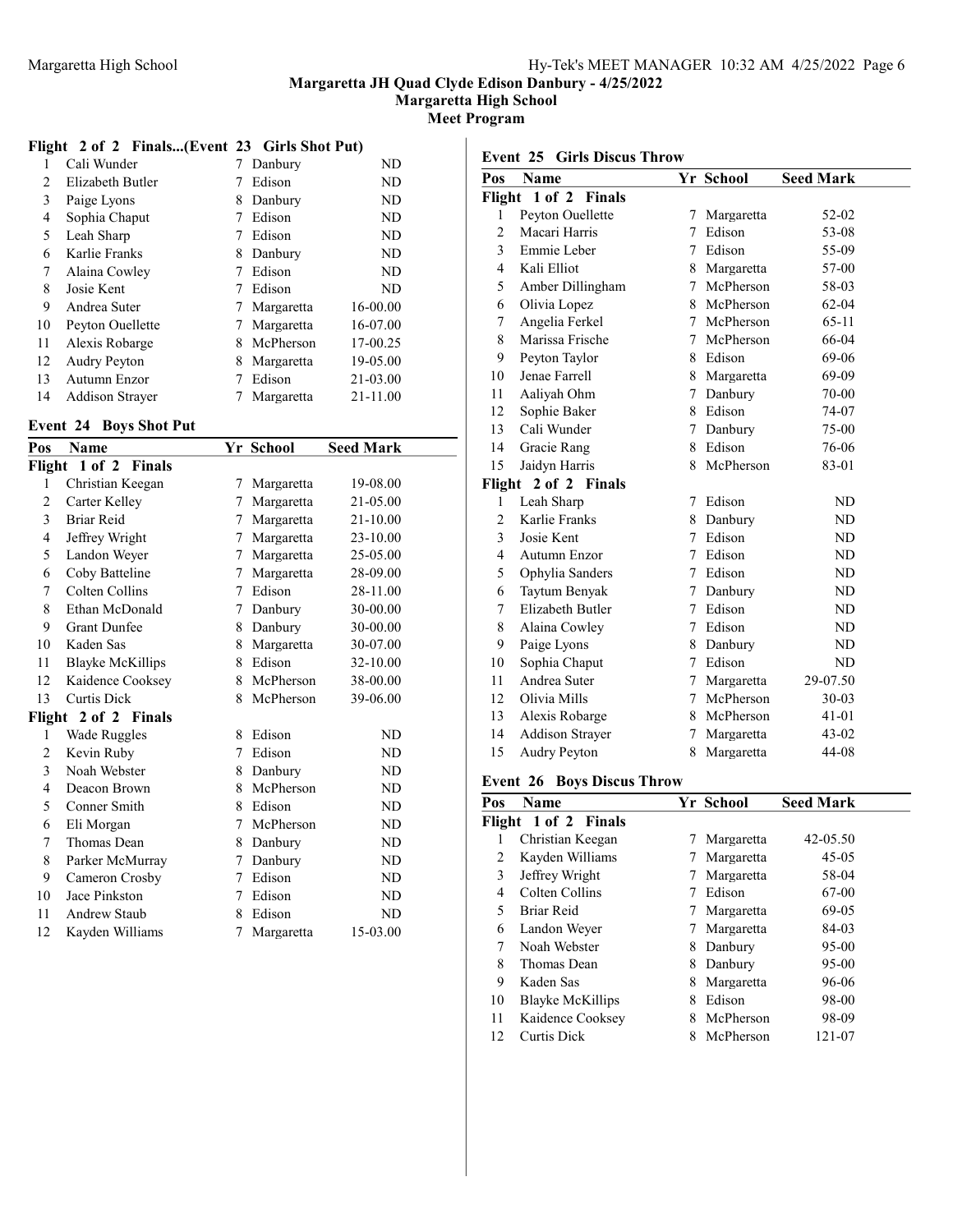## Margaretta JH Quad Clyde Edison Danbury - 4/25/2022
## Margaretta High School
## Meet Program

### Flight 2 of 2 Finals...(Event 23 Girls Shot Put)

| Pos | Name | Yr | School | Seed Mark |
|---|---|---|---|---|
| 1 | Cali Wunder | 7 | Danbury | ND |
| 2 | Elizabeth Butler | 7 | Edison | ND |
| 3 | Paige Lyons | 8 | Danbury | ND |
| 4 | Sophia Chaput | 7 | Edison | ND |
| 5 | Leah Sharp | 7 | Edison | ND |
| 6 | Karlie Franks | 8 | Danbury | ND |
| 7 | Alaina Cowley | 7 | Edison | ND |
| 8 | Josie Kent | 7 | Edison | ND |
| 9 | Andrea Suter | 7 | Margaretta | 16-00.00 |
| 10 | Peyton Ouellette | 7 | Margaretta | 16-07.00 |
| 11 | Alexis Robarge | 8 | McPherson | 17-00.25 |
| 12 | Audry Peyton | 8 | Margaretta | 19-05.00 |
| 13 | Autumn Enzor | 7 | Edison | 21-03.00 |
| 14 | Addison Strayer | 7 | Margaretta | 21-11.00 |

### Event 24 Boys Shot Put

| Pos | Name | Yr | School | Seed Mark |
|---|---|---|---|---|
| **Flight 1 of 2 Finals** | | | | |
| 1 | Christian Keegan | 7 | Margaretta | 19-08.00 |
| 2 | Carter Kelley | 7 | Margaretta | 21-05.00 |
| 3 | Briar Reid | 7 | Margaretta | 21-10.00 |
| 4 | Jeffrey Wright | 7 | Margaretta | 23-10.00 |
| 5 | Landon Weyer | 7 | Margaretta | 25-05.00 |
| 6 | Coby Batteline | 7 | Margaretta | 28-09.00 |
| 7 | Colten Collins | 7 | Edison | 28-11.00 |
| 8 | Ethan McDonald | 7 | Danbury | 30-00.00 |
| 9 | Grant Dunfee | 8 | Danbury | 30-00.00 |
| 10 | Kaden Sas | 8 | Margaretta | 30-07.00 |
| 11 | Blayke McKillips | 8 | Edison | 32-10.00 |
| 12 | Kaidence Cooksey | 8 | McPherson | 38-00.00 |
| 13 | Curtis Dick | 8 | McPherson | 39-06.00 |
| **Flight 2 of 2 Finals** | | | | |
| 1 | Wade Ruggles | 8 | Edison | ND |
| 2 | Kevin Ruby | 7 | Edison | ND |
| 3 | Noah Webster | 8 | Danbury | ND |
| 4 | Deacon Brown | 8 | McPherson | ND |
| 5 | Conner Smith | 8 | Edison | ND |
| 6 | Eli Morgan | 7 | McPherson | ND |
| 7 | Thomas Dean | 8 | Danbury | ND |
| 8 | Parker McMurray | 7 | Danbury | ND |
| 9 | Cameron Crosby | 7 | Edison | ND |
| 10 | Jace Pinkston | 7 | Edison | ND |
| 11 | Andrew Staub | 8 | Edison | ND |
| 12 | Kayden Williams | 7 | Margaretta | 15-03.00 |

### Event 25 Girls Discus Throw

| Pos | Name | Yr | School | Seed Mark |
|---|---|---|---|---|
| **Flight 1 of 2 Finals** | | | | |
| 1 | Peyton Ouellette | 7 | Margaretta | 52-02 |
| 2 | Macari Harris | 7 | Edison | 53-08 |
| 3 | Emmie Leber | 7 | Edison | 55-09 |
| 4 | Kali Elliot | 8 | Margaretta | 57-00 |
| 5 | Amber Dillingham | 7 | McPherson | 58-03 |
| 6 | Olivia Lopez | 8 | McPherson | 62-04 |
| 7 | Angelia Ferkel | 7 | McPherson | 65-11 |
| 8 | Marissa Frische | 7 | McPherson | 66-04 |
| 9 | Peyton Taylor | 8 | Edison | 69-06 |
| 10 | Jenae Farrell | 8 | Margaretta | 69-09 |
| 11 | Aaliyah Ohm | 7 | Danbury | 70-00 |
| 12 | Sophie Baker | 8 | Edison | 74-07 |
| 13 | Cali Wunder | 7 | Danbury | 75-00 |
| 14 | Gracie Rang | 8 | Edison | 76-06 |
| 15 | Jaidyn Harris | 8 | McPherson | 83-01 |
| **Flight 2 of 2 Finals** | | | | |
| 1 | Leah Sharp | 7 | Edison | ND |
| 2 | Karlie Franks | 8 | Danbury | ND |
| 3 | Josie Kent | 7 | Edison | ND |
| 4 | Autumn Enzor | 7 | Edison | ND |
| 5 | Ophylia Sanders | 7 | Edison | ND |
| 6 | Taytum Benyak | 7 | Danbury | ND |
| 7 | Elizabeth Butler | 7 | Edison | ND |
| 8 | Alaina Cowley | 7 | Edison | ND |
| 9 | Paige Lyons | 8 | Danbury | ND |
| 10 | Sophia Chaput | 7 | Edison | ND |
| 11 | Andrea Suter | 7 | Margaretta | 29-07.50 |
| 12 | Olivia Mills | 7 | McPherson | 30-03 |
| 13 | Alexis Robarge | 8 | McPherson | 41-01 |
| 14 | Addison Strayer | 7 | Margaretta | 43-02 |
| 15 | Audry Peyton | 8 | Margaretta | 44-08 |

### Event 26 Boys Discus Throw

| Pos | Name | Yr | School | Seed Mark |
|---|---|---|---|---|
| **Flight 1 of 2 Finals** | | | | |
| 1 | Christian Keegan | 7 | Margaretta | 42-05.50 |
| 2 | Kayden Williams | 7 | Margaretta | 45-05 |
| 3 | Jeffrey Wright | 7 | Margaretta | 58-04 |
| 4 | Colten Collins | 7 | Edison | 67-00 |
| 5 | Briar Reid | 7 | Margaretta | 69-05 |
| 6 | Landon Weyer | 7 | Margaretta | 84-03 |
| 7 | Noah Webster | 8 | Danbury | 95-00 |
| 8 | Thomas Dean | 8 | Danbury | 95-00 |
| 9 | Kaden Sas | 8 | Margaretta | 96-06 |
| 10 | Blayke McKillips | 8 | Edison | 98-00 |
| 11 | Kaidence Cooksey | 8 | McPherson | 98-09 |
| 12 | Curtis Dick | 8 | McPherson | 121-07 |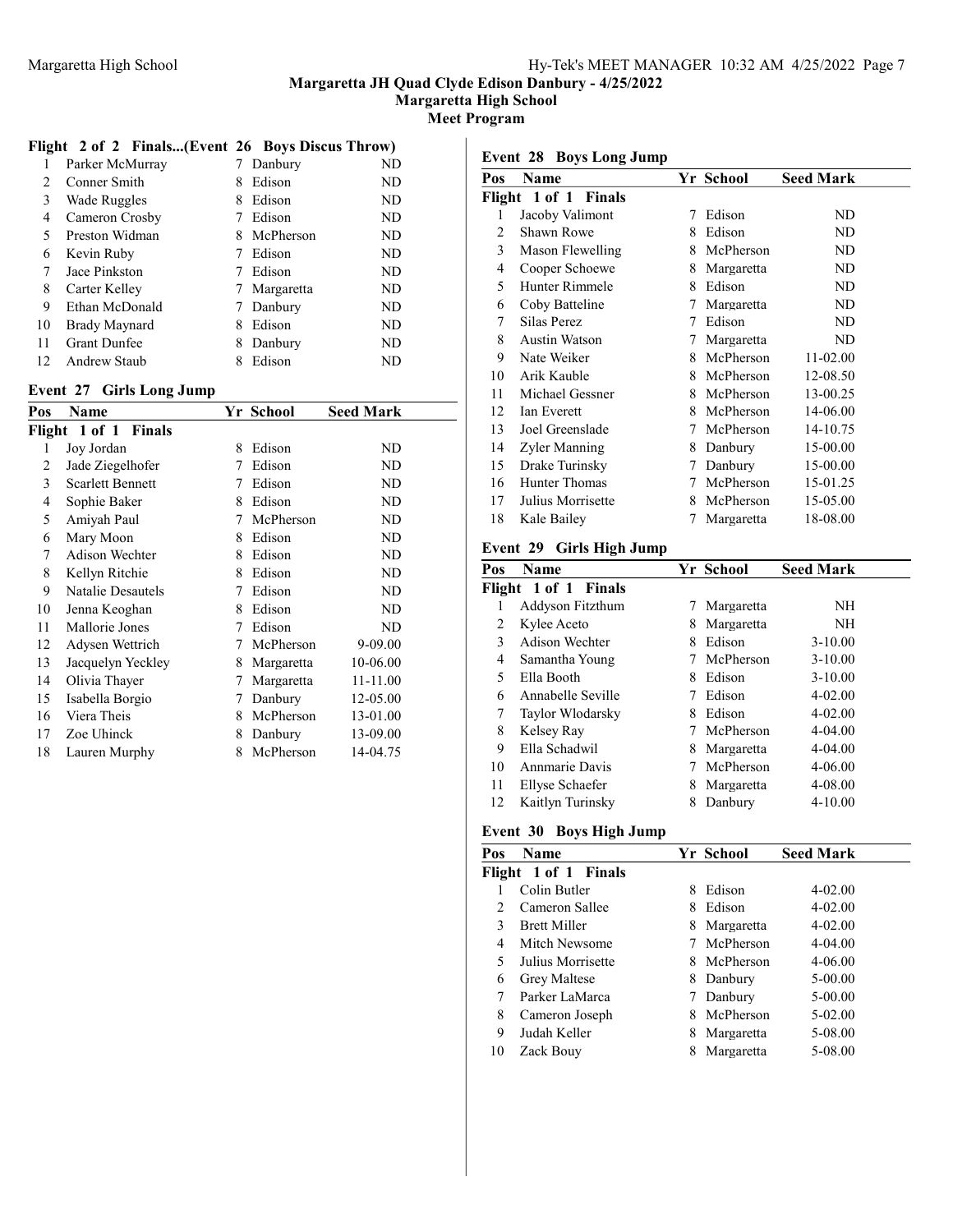# Margaretta JH Quad Clyde Edison Danbury - 4/25/2022

## Margaretta High School

## Meet Program

### Flight 2 of 2 Finals...(Event 26 Boys Discus Throw)

| Pos | Name | Yr | School | Seed Mark |
|---|---|---|---|---|
| 1 | Parker McMurray | 7 | Danbury | ND |
| 2 | Conner Smith | 8 | Edison | ND |
| 3 | Wade Ruggles | 8 | Edison | ND |
| 4 | Cameron Crosby | 7 | Edison | ND |
| 5 | Preston Widman | 8 | McPherson | ND |
| 6 | Kevin Ruby | 7 | Edison | ND |
| 7 | Jace Pinkston | 7 | Edison | ND |
| 8 | Carter Kelley | 7 | Margaretta | ND |
| 9 | Ethan McDonald | 7 | Danbury | ND |
| 10 | Brady Maynard | 8 | Edison | ND |
| 11 | Grant Dunfee | 8 | Danbury | ND |
| 12 | Andrew Staub | 8 | Edison | ND |

### Event 27 Girls Long Jump

| Pos | Name | Yr | School | Seed Mark |
|---|---|---|---|---|
| **Flight 1 of 1 Finals** | | | | |
| 1 | Joy Jordan | 8 | Edison | ND |
| 2 | Jade Ziegelhofer | 7 | Edison | ND |
| 3 | Scarlett Bennett | 7 | Edison | ND |
| 4 | Sophie Baker | 8 | Edison | ND |
| 5 | Amiyah Paul | 7 | McPherson | ND |
| 6 | Mary Moon | 8 | Edison | ND |
| 7 | Adison Wechter | 8 | Edison | ND |
| 8 | Kellyn Ritchie | 8 | Edison | ND |
| 9 | Natalie Desautels | 7 | Edison | ND |
| 10 | Jenna Keoghan | 8 | Edison | ND |
| 11 | Mallorie Jones | 7 | Edison | ND |
| 12 | Adysen Wettrich | 7 | McPherson | 9-09.00 |
| 13 | Jacquelyn Yeckley | 8 | Margaretta | 10-06.00 |
| 14 | Olivia Thayer | 7 | Margaretta | 11-11.00 |
| 15 | Isabella Borgio | 7 | Danbury | 12-05.00 |
| 16 | Viera Theis | 8 | McPherson | 13-01.00 |
| 17 | Zoe Uhinck | 8 | Danbury | 13-09.00 |
| 18 | Lauren Murphy | 8 | McPherson | 14-04.75 |

### Event 28 Boys Long Jump

| Pos | Name | Yr | School | Seed Mark |
|---|---|---|---|---|
| **Flight 1 of 1 Finals** | | | | |
| 1 | Jacoby Valimont | 7 | Edison | ND |
| 2 | Shawn Rowe | 8 | Edison | ND |
| 3 | Mason Flewelling | 8 | McPherson | ND |
| 4 | Cooper Schoewe | 8 | Margaretta | ND |
| 5 | Hunter Rimmele | 8 | Edison | ND |
| 6 | Coby Batteline | 7 | Margaretta | ND |
| 7 | Silas Perez | 7 | Edison | ND |
| 8 | Austin Watson | 7 | Margaretta | ND |
| 9 | Nate Weiker | 8 | McPherson | 11-02.00 |
| 10 | Arik Kauble | 8 | McPherson | 12-08.50 |
| 11 | Michael Gessner | 8 | McPherson | 13-00.25 |
| 12 | Ian Everett | 8 | McPherson | 14-06.00 |
| 13 | Joel Greenslade | 7 | McPherson | 14-10.75 |
| 14 | Zyler Manning | 8 | Danbury | 15-00.00 |
| 15 | Drake Turinsky | 7 | Danbury | 15-00.00 |
| 16 | Hunter Thomas | 7 | McPherson | 15-01.25 |
| 17 | Julius Morrisette | 8 | McPherson | 15-05.00 |
| 18 | Kale Bailey | 7 | Margaretta | 18-08.00 |

### Event 29 Girls High Jump

| Pos | Name | Yr | School | Seed Mark |
|---|---|---|---|---|
| **Flight 1 of 1 Finals** | | | | |
| 1 | Addyson Fitzthum | 7 | Margaretta | NH |
| 2 | Kylee Aceto | 8 | Margaretta | NH |
| 3 | Adison Wechter | 8 | Edison | 3-10.00 |
| 4 | Samantha Young | 7 | McPherson | 3-10.00 |
| 5 | Ella Booth | 8 | Edison | 3-10.00 |
| 6 | Annabelle Seville | 7 | Edison | 4-02.00 |
| 7 | Taylor Wlodarsky | 8 | Edison | 4-02.00 |
| 8 | Kelsey Ray | 7 | McPherson | 4-04.00 |
| 9 | Ella Schadwil | 8 | Margaretta | 4-04.00 |
| 10 | Annmarie Davis | 7 | McPherson | 4-06.00 |
| 11 | Ellyse Schaefer | 8 | Margaretta | 4-08.00 |
| 12 | Kaitlyn Turinsky | 8 | Danbury | 4-10.00 |

### Event 30 Boys High Jump

| Pos | Name | Yr | School | Seed Mark |
|---|---|---|---|---|
| **Flight 1 of 1 Finals** | | | | |
| 1 | Colin Butler | 8 | Edison | 4-02.00 |
| 2 | Cameron Sallee | 8 | Edison | 4-02.00 |
| 3 | Brett Miller | 8 | Margaretta | 4-02.00 |
| 4 | Mitch Newsome | 7 | McPherson | 4-04.00 |
| 5 | Julius Morrisette | 8 | McPherson | 4-06.00 |
| 6 | Grey Maltese | 8 | Danbury | 5-00.00 |
| 7 | Parker LaMarca | 7 | Danbury | 5-00.00 |
| 8 | Cameron Joseph | 8 | McPherson | 5-02.00 |
| 9 | Judah Keller | 8 | Margaretta | 5-08.00 |
| 10 | Zack Bouy | 8 | Margaretta | 5-08.00 |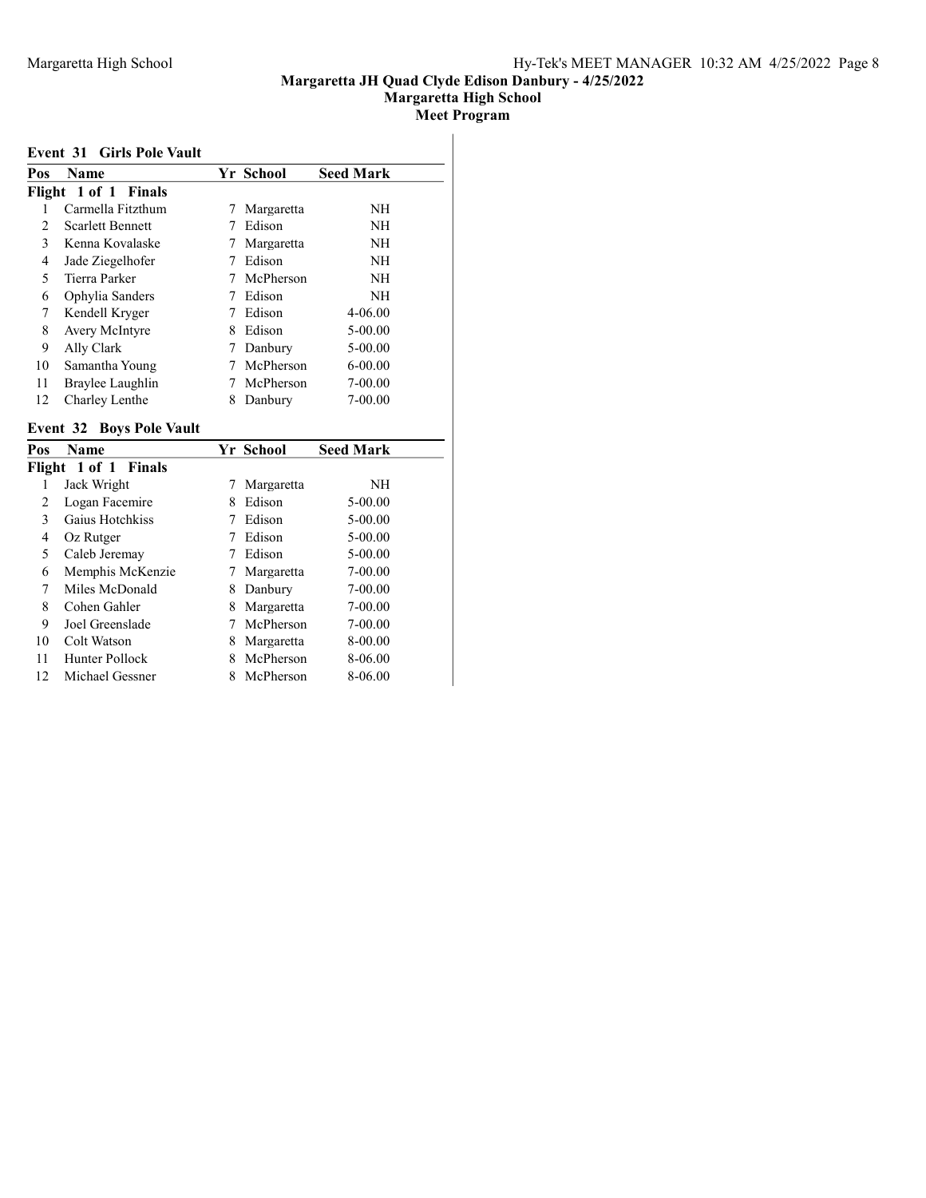# Margaretta JH Quad Clyde Edison Danbury - 4/25/2022
## Margaretta High School
## Meet Program

### Event 31 Girls Pole Vault

| Pos | Name | Yr | School | Seed Mark |
|---|---|---|---|---|
| **Flight 1 of 1 Finals** | | | | |
| 1 | Carmella Fitzthum | 7 | Margaretta | NH |
| 2 | Scarlett Bennett | 7 | Edison | NH |
| 3 | Kenna Kovalaske | 7 | Margaretta | NH |
| 4 | Jade Ziegelhofer | 7 | Edison | NH |
| 5 | Tierra Parker | 7 | McPherson | NH |
| 6 | Ophylia Sanders | 7 | Edison | NH |
| 7 | Kendell Kryger | 7 | Edison | 4-06.00 |
| 8 | Avery McIntyre | 8 | Edison | 5-00.00 |
| 9 | Ally Clark | 7 | Danbury | 5-00.00 |
| 10 | Samantha Young | 7 | McPherson | 6-00.00 |
| 11 | Braylee Laughlin | 7 | McPherson | 7-00.00 |
| 12 | Charley Lenthe | 8 | Danbury | 7-00.00 |

### Event 32 Boys Pole Vault

| Pos | Name | Yr | School | Seed Mark |
|---|---|---|---|---|
| **Flight 1 of 1 Finals** | | | | |
| 1 | Jack Wright | 7 | Margaretta | NH |
| 2 | Logan Facemire | 8 | Edison | 5-00.00 |
| 3 | Gaius Hotchkiss | 7 | Edison | 5-00.00 |
| 4 | Oz Rutger | 7 | Edison | 5-00.00 |
| 5 | Caleb Jeremay | 7 | Edison | 5-00.00 |
| 6 | Memphis McKenzie | 7 | Margaretta | 7-00.00 |
| 7 | Miles McDonald | 8 | Danbury | 7-00.00 |
| 8 | Cohen Gahler | 8 | Margaretta | 7-00.00 |
| 9 | Joel Greenslade | 7 | McPherson | 7-00.00 |
| 10 | Colt Watson | 8 | Margaretta | 8-00.00 |
| 11 | Hunter Pollock | 8 | McPherson | 8-06.00 |
| 12 | Michael Gessner | 8 | McPherson | 8-06.00 |